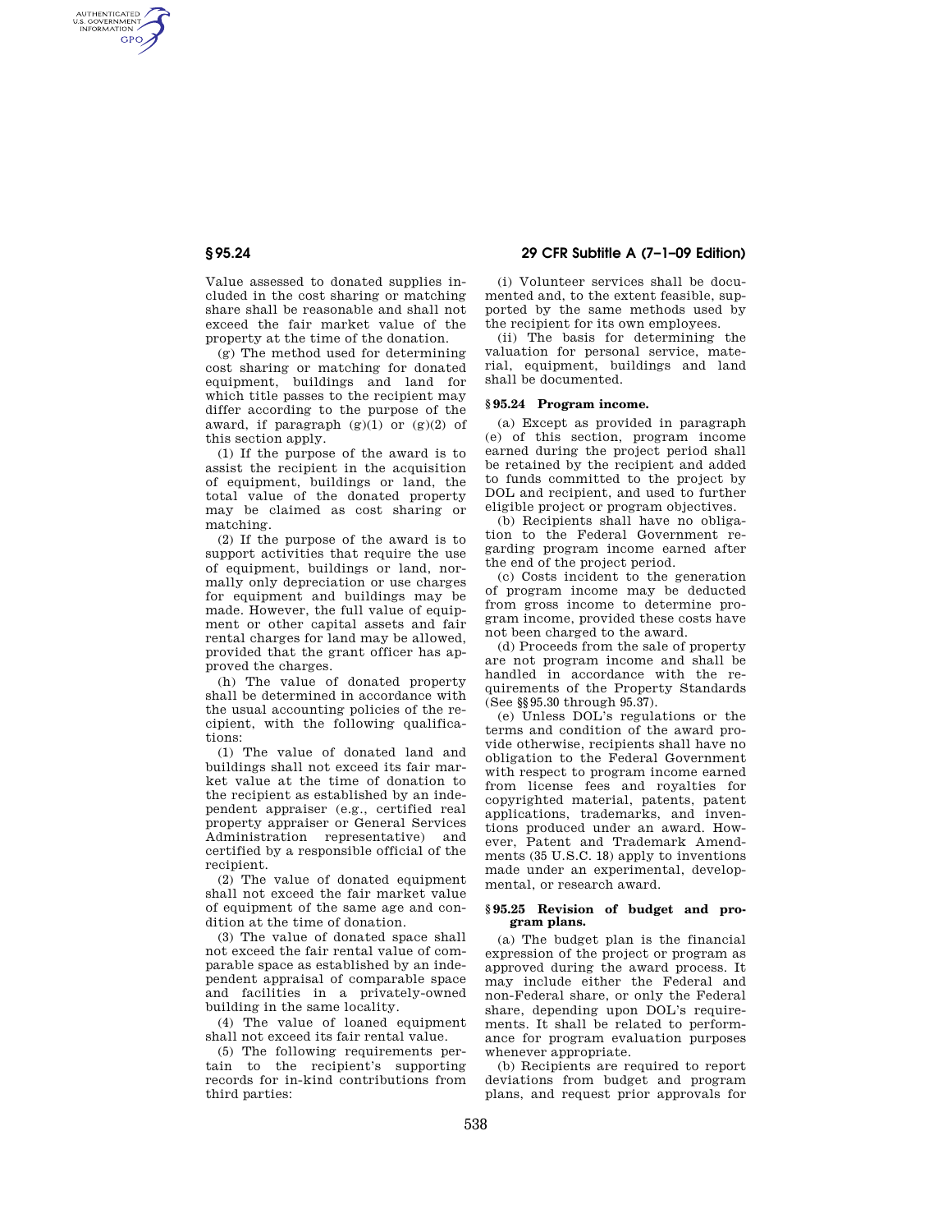Value assessed to donated supplies included in the cost sharing or matching share shall be reasonable and shall not exceed the fair market value of the property at the time of the donation.

(g) The method used for determining cost sharing or matching for donated equipment, buildings and land for which title passes to the recipient may differ according to the purpose of the award, if paragraph (g)(1) or (g)(2) of this section apply.

(1) If the purpose of the award is to assist the recipient in the acquisition of equipment, buildings or land, the total value of the donated property may be claimed as cost sharing or matching.

(2) If the purpose of the award is to support activities that require the use of equipment, buildings or land, normally only depreciation or use charges for equipment and buildings may be made. However, the full value of equipment or other capital assets and fair rental charges for land may be allowed, provided that the grant officer has approved the charges.

(h) The value of donated property shall be determined in accordance with the usual accounting policies of the recipient, with the following qualifications:

(1) The value of donated land and buildings shall not exceed its fair market value at the time of donation to the recipient as established by an independent appraiser (e.g., certified real property appraiser or General Services Administration representative) and certified by a responsible official of the recipient.

(2) The value of donated equipment shall not exceed the fair market value of equipment of the same age and condition at the time of donation.

(3) The value of donated space shall not exceed the fair rental value of comparable space as established by an independent appraisal of comparable space and facilities in a privately-owned building in the same locality.

(4) The value of loaned equipment shall not exceed its fair rental value.

(5) The following requirements pertain to the recipient's supporting records for in-kind contributions from third parties:

(i) Volunteer services shall be documented and, to the extent feasible, supported by the same methods used by the recipient for its own employees.

(ii) The basis for determining the valuation for personal service, material, equipment, buildings and land shall be documented.

## § 95.24 Program income.

(a) Except as provided in paragraph (e) of this section, program income earned during the project period shall be retained by the recipient and added to funds committed to the project by DOL and recipient, and used to further eligible project or program objectives.

(b) Recipients shall have no obligation to the Federal Government regarding program income earned after the end of the project period.

(c) Costs incident to the generation of program income may be deducted from gross income to determine program income, provided these costs have not been charged to the award.

(d) Proceeds from the sale of property are not program income and shall be handled in accordance with the requirements of the Property Standards (See §§ 95.30 through 95.37).

(e) Unless DOL's regulations or the terms and condition of the award provide otherwise, recipients shall have no obligation to the Federal Government with respect to program income earned from license fees and royalties for copyrighted material, patents, patent applications, trademarks, and inventions produced under an award. However, Patent and Trademark Amendments (35 U.S.C. 18) apply to inventions made under an experimental, developmental, or research award.

## § 95.25 Revision of budget and program plans.

(a) The budget plan is the financial expression of the project or program as approved during the award process. It may include either the Federal and non-Federal share, or only the Federal share, depending upon DOL's requirements. It shall be related to performance for program evaluation purposes whenever appropriate.

(b) Recipients are required to report deviations from budget and program plans, and request prior approvals for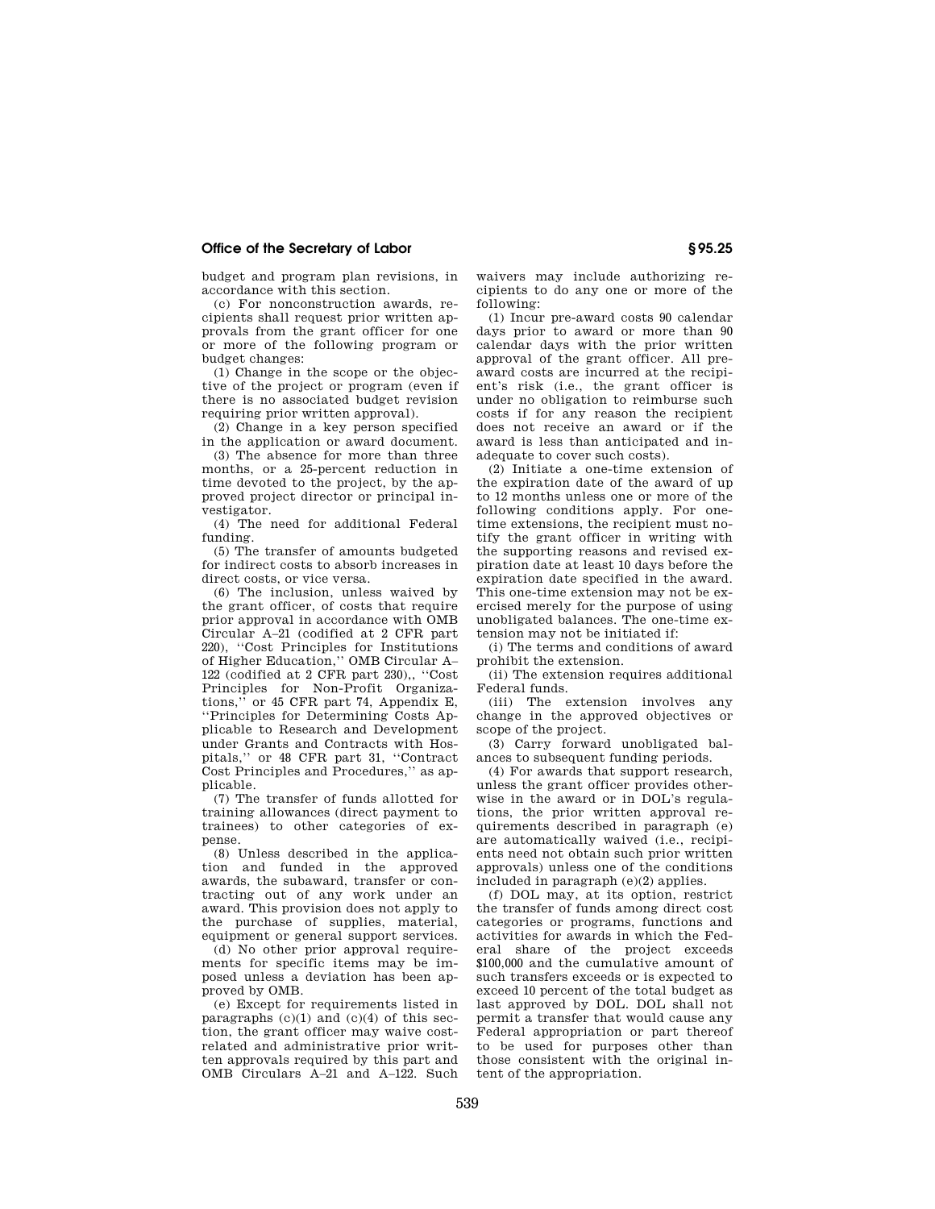budget and program plan revisions, in accordance with this section.

(c) For nonconstruction awards, recipients shall request prior written approvals from the grant officer for one or more of the following program or budget changes:

(1) Change in the scope or the objective of the project or program (even if there is no associated budget revision requiring prior written approval).

(2) Change in a key person specified in the application or award document.

(3) The absence for more than three months, or a 25-percent reduction in time devoted to the project, by the approved project director or principal investigator.

(4) The need for additional Federal funding.

(5) The transfer of amounts budgeted for indirect costs to absorb increases in direct costs, or vice versa.

(6) The inclusion, unless waived by the grant officer, of costs that require prior approval in accordance with OMB Circular A–21 (codified at 2 CFR part 220), ''Cost Principles for Institutions of Higher Education,'' OMB Circular A–122 (codified at 2 CFR part 230),, ''Cost Principles for Non-Profit Organizations,'' or 45 CFR part 74, Appendix E, ''Principles for Determining Costs Applicable to Research and Development under Grants and Contracts with Hospitals,'' or 48 CFR part 31, ''Contract Cost Principles and Procedures,'' as applicable.

(7) The transfer of funds allotted for training allowances (direct payment to trainees) to other categories of expense.

(8) Unless described in the application and funded in the approved awards, the subaward, transfer or contracting out of any work under an award. This provision does not apply to the purchase of supplies, material, equipment or general support services.

(d) No other prior approval requirements for specific items may be imposed unless a deviation has been approved by OMB.

(e) Except for requirements listed in paragraphs (c)(1) and (c)(4) of this section, the grant officer may waive cost-related and administrative prior written approvals required by this part and OMB Circulars A–21 and A–122. Such waivers may include authorizing recipients to do any one or more of the following:

(1) Incur pre-award costs 90 calendar days prior to award or more than 90 calendar days with the prior written approval of the grant officer. All pre-award costs are incurred at the recipient's risk (i.e., the grant officer is under no obligation to reimburse such costs if for any reason the recipient does not receive an award or if the award is less than anticipated and inadequate to cover such costs).

(2) Initiate a one-time extension of the expiration date of the award of up to 12 months unless one or more of the following conditions apply. For one-time extensions, the recipient must notify the grant officer in writing with the supporting reasons and revised expiration date at least 10 days before the expiration date specified in the award. This one-time extension may not be exercised merely for the purpose of using unobligated balances. The one-time extension may not be initiated if:

(i) The terms and conditions of award prohibit the extension.

(ii) The extension requires additional Federal funds.

(iii) The extension involves any change in the approved objectives or scope of the project.

(3) Carry forward unobligated balances to subsequent funding periods.

(4) For awards that support research, unless the grant officer provides otherwise in the award or in DOL's regulations, the prior written approval requirements described in paragraph (e) are automatically waived (i.e., recipients need not obtain such prior written approvals) unless one of the conditions included in paragraph (e)(2) applies.

(f) DOL may, at its option, restrict the transfer of funds among direct cost categories or programs, functions and activities for awards in which the Federal share of the project exceeds $100,000 and the cumulative amount of such transfers exceeds or is expected to exceed 10 percent of the total budget as last approved by DOL. DOL shall not permit a transfer that would cause any Federal appropriation or part thereof to be used for purposes other than those consistent with the original intent of the appropriation.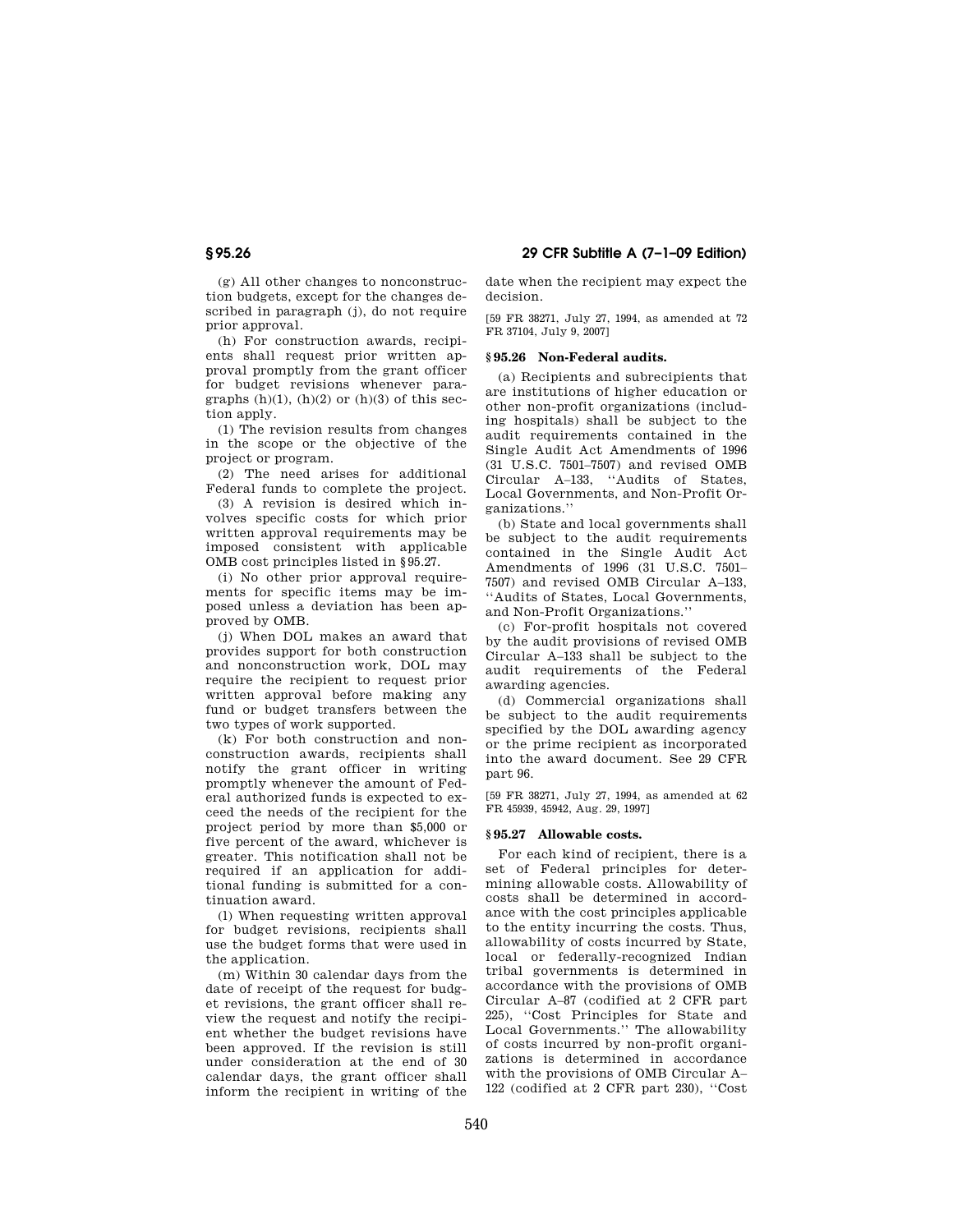(g) All other changes to nonconstruction budgets, except for the changes described in paragraph (j), do not require prior approval.

(h) For construction awards, recipients shall request prior written approval promptly from the grant officer for budget revisions whenever paragraphs (h)(1), (h)(2) or (h)(3) of this section apply.

(1) The revision results from changes in the scope or the objective of the project or program.

(2) The need arises for additional Federal funds to complete the project.

(3) A revision is desired which involves specific costs for which prior written approval requirements may be imposed consistent with applicable OMB cost principles listed in §95.27.

(i) No other prior approval requirements for specific items may be imposed unless a deviation has been approved by OMB.

(j) When DOL makes an award that provides support for both construction and nonconstruction work, DOL may require the recipient to request prior written approval before making any fund or budget transfers between the two types of work supported.

(k) For both construction and nonconstruction awards, recipients shall notify the grant officer in writing promptly whenever the amount of Federal authorized funds is expected to exceed the needs of the recipient for the project period by more than $5,000 or five percent of the award, whichever is greater. This notification shall not be required if an application for additional funding is submitted for a continuation award.

(l) When requesting written approval for budget revisions, recipients shall use the budget forms that were used in the application.

(m) Within 30 calendar days from the date of receipt of the request for budget revisions, the grant officer shall review the request and notify the recipient whether the budget revisions have been approved. If the revision is still under consideration at the end of 30 calendar days, the grant officer shall inform the recipient in writing of the date when the recipient may expect the decision.

[59 FR 38271, July 27, 1994, as amended at 72 FR 37104, July 9, 2007]

### § 95.26 Non-Federal audits.

(a) Recipients and subrecipients that are institutions of higher education or other non-profit organizations (including hospitals) shall be subject to the audit requirements contained in the Single Audit Act Amendments of 1996 (31 U.S.C. 7501–7507) and revised OMB Circular A–133, "Audits of States, Local Governments, and Non-Profit Organizations."

(b) State and local governments shall be subject to the audit requirements contained in the Single Audit Act Amendments of 1996 (31 U.S.C. 7501–7507) and revised OMB Circular A–133, "Audits of States, Local Governments, and Non-Profit Organizations."

(c) For-profit hospitals not covered by the audit provisions of revised OMB Circular A–133 shall be subject to the audit requirements of the Federal awarding agencies.

(d) Commercial organizations shall be subject to the audit requirements specified by the DOL awarding agency or the prime recipient as incorporated into the award document. See 29 CFR part 96.

[59 FR 38271, July 27, 1994, as amended at 62 FR 45939, 45942, Aug. 29, 1997]

### § 95.27 Allowable costs.

For each kind of recipient, there is a set of Federal principles for determining allowable costs. Allowability of costs shall be determined in accordance with the cost principles applicable to the entity incurring the costs. Thus, allowability of costs incurred by State, local or federally-recognized Indian tribal governments is determined in accordance with the provisions of OMB Circular A–87 (codified at 2 CFR part 225), "Cost Principles for State and Local Governments." The allowability of costs incurred by non-profit organizations is determined in accordance with the provisions of OMB Circular A–122 (codified at 2 CFR part 230), "Cost